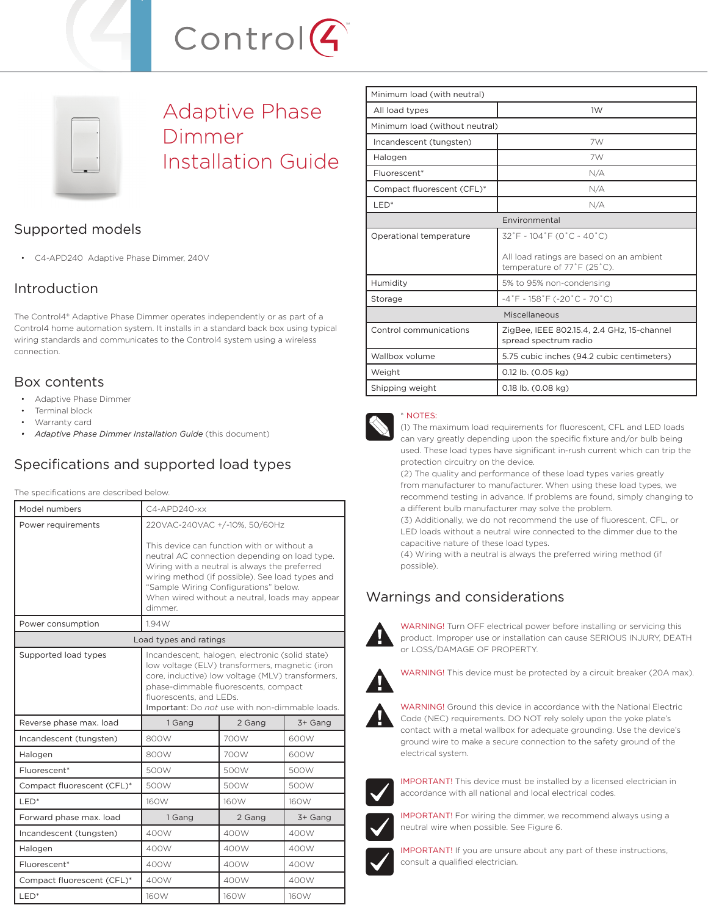# Adaptive Phase Dimmer Installation Guide

## Supported models

- C4-APD240 Adaptive Phase Dimmer, 240V

## Introduction

The Control4® Adaptive Phase Dimmer operates independently or as part of a Control4 home automation system. It installs in a standard back box using typical wiring standards and communicates to the Control4 system using a wireless connection.

## Box contents

- Adaptive Phase Dimmer
- Terminal block
- Warranty card
- *Adaptive Phase Dimmer Installation Guide* (this document)

## Specifications and supported load types

The specifications are described below.

| Model numbers | C4-APD240-xx | | |
|---|---|---|---|
| Power requirements | 220VAC-240VAC +/-10%, 50/60Hz<br><br>This device can function with or without a neutral AC connection depending on load type. Wiring with a neutral is always the preferred wiring method (if possible). See load types and "Sample Wiring Configurations" below.<br>When wired without a neutral, loads may appear dimmer. | | |
| Power consumption | 1.94W | | |
| Load types and ratings | | | |
| Supported load types | Incandescent, halogen, electronic (solid state) low voltage (ELV) transformers, magnetic (iron core, inductive) low voltage (MLV) transformers, phase-dimmable fluorescents, compact fluorescents, and LEDs.<br>**Important:** Do *not* use with non-dimmable loads. | | |
| Reverse phase max. load | 1 Gang | 2 Gang | 3+ Gang |
| Incandescent (tungsten) | 800W | 700W | 600W |
| Halogen | 800W | 700W | 600W |
| Fluorescent* | 500W | 500W | 500W |
| Compact fluorescent (CFL)* | 500W | 500W | 500W |
| LED* | 160W | 160W | 160W |
| Forward phase max. load | 1 Gang | 2 Gang | 3+ Gang |
| Incandescent (tungsten) | 400W | 400W | 400W |
| Halogen | 400W | 400W | 400W |
| Fluorescent* | 400W | 400W | 400W |
| Compact fluorescent (CFL)* | 400W | 400W | 400W |
| LED* | 160W | 160W | 160W |
| Minimum load (with neutral) | | | |
| All load types | 1W | | |
| Minimum load (without neutral) | | | |
| Incandescent (tungsten) | 7W | | |
| Halogen | 7W | | |
| Fluorescent* | N/A | | |
| Compact fluorescent (CFL)* | N/A | | |
| LED* | N/A | | |
| Environmental | | | |
| Operational temperature | 32˚F - 104˚F (0˚C - 40˚C)<br><br>All load ratings are based on an ambient temperature of 77˚F (25˚C). | | |
| Humidity | 5% to 95% non-condensing | | |
| Storage | -4˚F - 158˚F (-20˚C - 70˚C) | | |
| Miscellaneous | | | |
| Control communications | ZigBee, IEEE 802.15.4, 2.4 GHz, 15-channel spread spectrum radio | | |
| Wallbox volume | 5.75 cubic inches (94.2 cubic centimeters) | | |
| Weight | 0.12 lb. (0.05 kg) | | |
| Shipping weight | 0.18 lb. (0.08 kg) | | |

\* NOTES:
(1) The maximum load requirements for fluorescent, CFL and LED loads can vary greatly depending upon the specific fixture and/or bulb being used. These load types have significant in-rush current which can trip the protection circuitry on the device.
(2) The quality and performance of these load types varies greatly from manufacturer to manufacturer. When using these load types, we recommend testing in advance. If problems are found, simply changing to a different bulb manufacturer may solve the problem.
(3) Additionally, we do not recommend the use of fluorescent, CFL, or LED loads without a neutral wire connected to the dimmer due to the capacitive nature of these load types.
(4) Wiring with a neutral is always the preferred wiring method (if possible).

## Warnings and considerations

WARNING! Turn OFF electrical power before installing or servicing this product. Improper use or installation can cause SERIOUS INJURY, DEATH or LOSS/DAMAGE OF PROPERTY.

WARNING! This device must be protected by a circuit breaker (20A max).

WARNING! Ground this device in accordance with the National Electric Code (NEC) requirements. DO NOT rely solely upon the yoke plate's contact with a metal wallbox for adequate grounding. Use the device's ground wire to make a secure connection to the safety ground of the electrical system.

IMPORTANT! This device must be installed by a licensed electrician in accordance with all national and local electrical codes.

IMPORTANT! For wiring the dimmer, we recommend always using a neutral wire when possible. See Figure 6.

IMPORTANT! If you are unsure about any part of these instructions, consult a qualified electrician.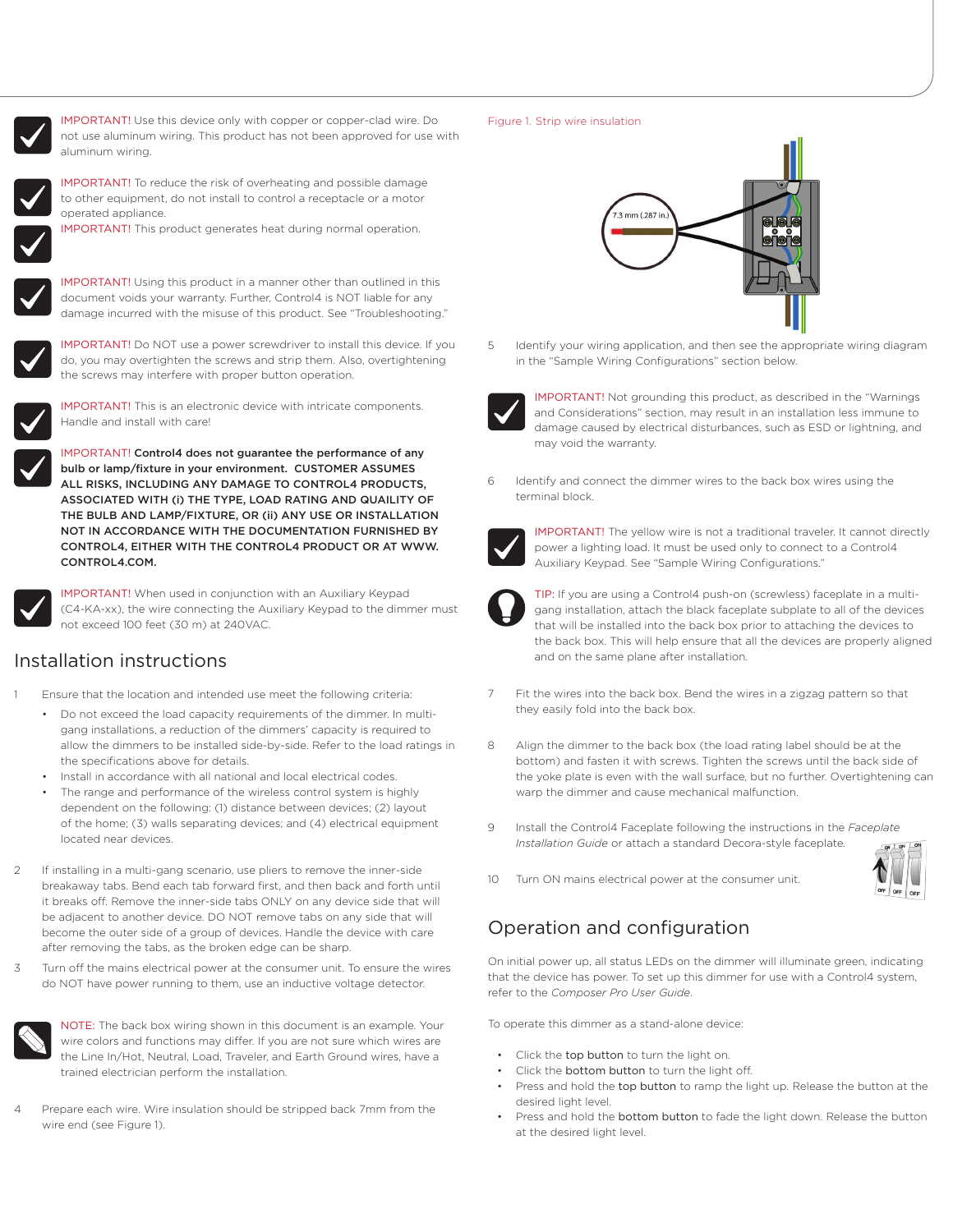IMPORTANT! Use this device only with copper or copper-clad wire. Do not use aluminum wiring. This product has not been approved for use with aluminum wiring.

IMPORTANT! To reduce the risk of overheating and possible damage to other equipment, do not install to control a receptacle or a motor operated appliance.

IMPORTANT! This product generates heat during normal operation.

IMPORTANT! Using this product in a manner other than outlined in this document voids your warranty. Further, Control4 is NOT liable for any damage incurred with the misuse of this product. See "Troubleshooting."

IMPORTANT! Do NOT use a power screwdriver to install this device. If you do, you may overtighten the screws and strip them. Also, overtightening the screws may interfere with proper button operation.

IMPORTANT! This is an electronic device with intricate components. Handle and install with care!

IMPORTANT! **Control4 does not guarantee the performance of any bulb or lamp/fixture in your environment. CUSTOMER ASSUMES ALL RISKS, INCLUDING ANY DAMAGE TO CONTROL4 PRODUCTS, ASSOCIATED WITH (i) THE TYPE, LOAD RATING AND QUAILITY OF THE BULB AND LAMP/FIXTURE, OR (ii) ANY USE OR INSTALLATION NOT IN ACCORDANCE WITH THE DOCUMENTATION FURNISHED BY CONTROL4, EITHER WITH THE CONTROL4 PRODUCT OR AT WWW.CONTROL4.COM.**

IMPORTANT! When used in conjunction with an Auxiliary Keypad (C4-KA-xx), the wire connecting the Auxiliary Keypad to the dimmer must not exceed 100 feet (30 m) at 240VAC.

## Installation instructions

1. Ensure that the location and intended use meet the following criteria:
   - Do not exceed the load capacity requirements of the dimmer. In multi-gang installations, a reduction of the dimmers' capacity is required to allow the dimmers to be installed side-by-side. Refer to the load ratings in the specifications above for details.
   - Install in accordance with all national and local electrical codes.
   - The range and performance of the wireless control system is highly dependent on the following: (1) distance between devices; (2) layout of the home; (3) walls separating devices; and (4) electrical equipment located near devices.
2. If installing in a multi-gang scenario, use pliers to remove the inner-side breakaway tabs. Bend each tab forward first, and then back and forth until it breaks off. Remove the inner-side tabs ONLY on any side that will be adjacent to another device. DO NOT remove tabs on any side that will become the outer side of a group of devices. Handle the device with care after removing the tabs, as the broken edge can be sharp.
3. Turn off the mains electrical power at the consumer unit. To ensure the wires do NOT have power running to them, use an inductive voltage detector.

NOTE: The back box wiring shown in this document is an example. Your wire colors and functions may differ. If you are not sure which wires are the Line In/Hot, Neutral, Load, Traveler, and Earth Ground wires, have a trained electrician perform the installation.

4. Prepare each wire. Wire insulation should be stripped back 7mm from the wire end (see Figure 1).

Figure 1. Strip wire insulation

7.3 mm (.287 in.)

5. Identify your wiring application, and then see the appropriate wiring diagram in the "Sample Wiring Configurations" section below.

IMPORTANT! Not grounding this product, as described in the "Warnings and Considerations" section, may result in an installation less immune to damage caused by electrical disturbances, such as ESD or lightning, and may void the warranty.

6. Identify and connect the dimmer wires to the back box wires using the terminal block.

IMPORTANT! The yellow wire is not a traditional traveler. It cannot directly power a lighting load. It must be used only to connect to a Control4 Auxiliary Keypad. See "Sample Wiring Configurations."

TIP: If you are using a Control4 push-on (screwless) faceplate in a multi-gang installation, attach the black faceplate subplate to all of the devices that will be installed into the back box prior to attaching the devices to the back box. This will help ensure that all the devices are properly aligned and on the same plane after installation.

7. Fit the wires into the back box. Bend the wires in a zigzag pattern so that they easily fold into the back box.
8. Align the dimmer to the back box (the load rating label should be at the bottom) and fasten it with screws. Tighten the screws until the back side of the yoke plate is even with the wall surface, but no further. Overtightening can warp the dimmer and cause mechanical malfunction.
9. Install the Control4 Faceplate following the instructions in the *Faceplate Installation Guide* or attach a standard Decora-style faceplate.
10. Turn ON mains electrical power at the consumer unit.

## Operation and configuration

On initial power up, all status LEDs on the dimmer will illuminate green, indicating that the device has power. To set up this dimmer for use with a Control4 system, refer to the *Composer Pro User Guide*.

To operate this dimmer as a stand-alone device:

- Click the top button to turn the light on.
- Click the bottom button to turn the light off.
- Press and hold the top button to ramp the light up. Release the button at the desired light level.
- Press and hold the bottom button to fade the light down. Release the button at the desired light level.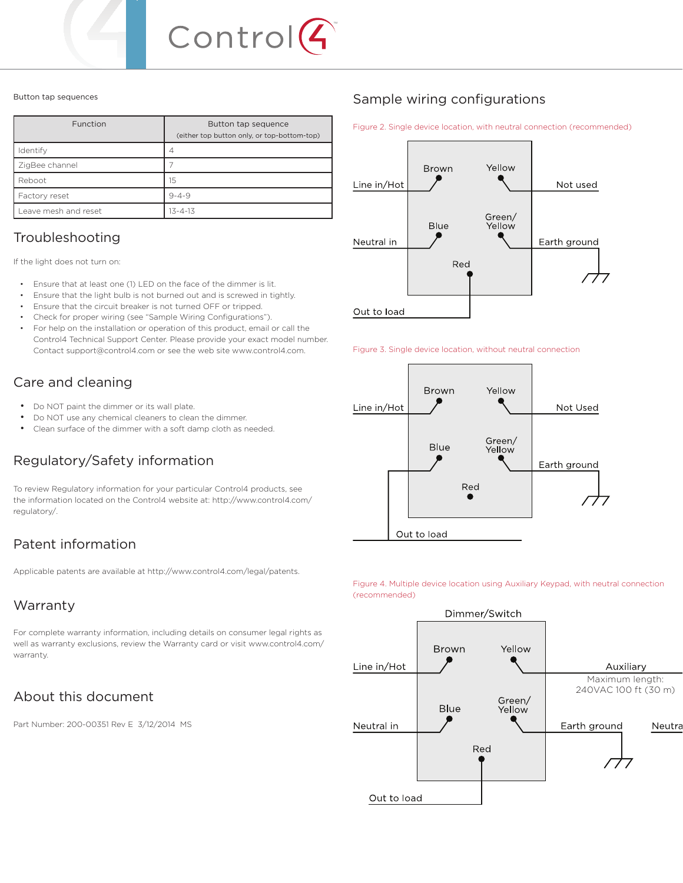Button tap sequences

| Function | Button tap sequence (either top button only, or top-bottom-top) |
|---|---|
| Identify | 4 |
| ZigBee channel | 7 |
| Reboot | 15 |
| Factory reset | 9-4-9 |
| Leave mesh and reset | 13-4-13 |

## Troubleshooting

If the light does not turn on:

- Ensure that at least one (1) LED on the face of the dimmer is lit.
- Ensure that the light bulb is not burned out and is screwed in tightly.
- Ensure that the circuit breaker is not turned OFF or tripped.
- Check for proper wiring (see “Sample Wiring Configurations”).
- For help on the installation or operation of this product, email or call the Control4 Technical Support Center. Please provide your exact model number. Contact support@control4.com or see the web site www.control4.com.

## Care and cleaning

- Do NOT paint the dimmer or its wall plate.
- Do NOT use any chemical cleaners to clean the dimmer.
- Clean surface of the dimmer with a soft damp cloth as needed.

## Regulatory/Safety information

To review Regulatory information for your particular Control4 products, see the information located on the Control4 website at: http://www.control4.com/regulatory/.

## Patent information

Applicable patents are available at http://www.control4.com/legal/patents.

## Warranty

For complete warranty information, including details on consumer legal rights as well as warranty exclusions, review the Warranty card or visit www.control4.com/warranty.

## About this document

Part Number: 200-00351 Rev E 3/12/2014 MS

## Sample wiring configurations

Figure 2. Single device location, with neutral connection (recommended)

Brown — Line in/Hot; Yellow — Not used; Blue — Neutral in; Green/Yellow — Earth ground; Red — Out to load

Figure 3. Single device location, without neutral connection

Brown — Line in/Hot; Yellow — Not Used; Blue — Out to load; Green/Yellow — Earth ground; Red

Figure 4. Multiple device location using Auxiliary Keypad, with neutral connection (recommended)

Dimmer/Switch

Brown — Line in/Hot; Yellow — Auxiliary (Maximum length: 240VAC 100 ft (30 m)); Blue — Neutral in; Green/Yellow — Earth ground; Neutra; Red — Out to load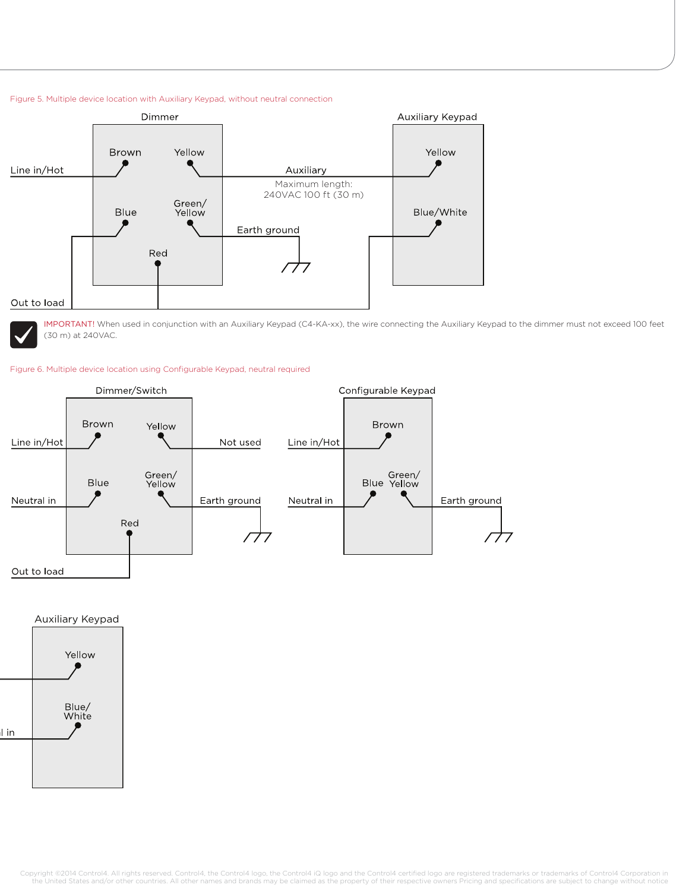Figure 5. Multiple device location with Auxiliary Keypad, without neutral connection

Dimmer

Brown

Yellow

Line in/Hot

Auxiliary

Maximum length:
240VAC 100 ft (30 m)

Auxiliary Keypad

Yellow

Blue

Green/
Yellow

Earth ground

Blue/White

Red

Out to load

IMPORTANT! When used in conjunction with an Auxiliary Keypad (C4-KA-xx), the wire connecting the Auxiliary Keypad to the dimmer must not exceed 100 feet (30 m) at 240VAC.

Figure 6. Multiple device location using Configurable Keypad, neutral required

Dimmer/Switch

Brown

Yellow

Line in/Hot

Not used

Blue

Green/
Yellow

Neutral in

Earth ground

Red

Out to load

Configurable Keypad

Brown

Line in/Hot

Blue

Green/
Yellow

Neutral in

Earth ground

Auxiliary Keypad

Yellow

Blue/
White

l in

Copyright ©2014 Control4. All rights reserved. Control4, the Control4 logo, the Control4 iQ logo and the Control4 certified logo are registered trademarks or trademarks of Control4 Corporation in the United States and/or other countries. All other names and brands may be claimed as the property of their respective owners Pricing and specifications are subject to change without notice